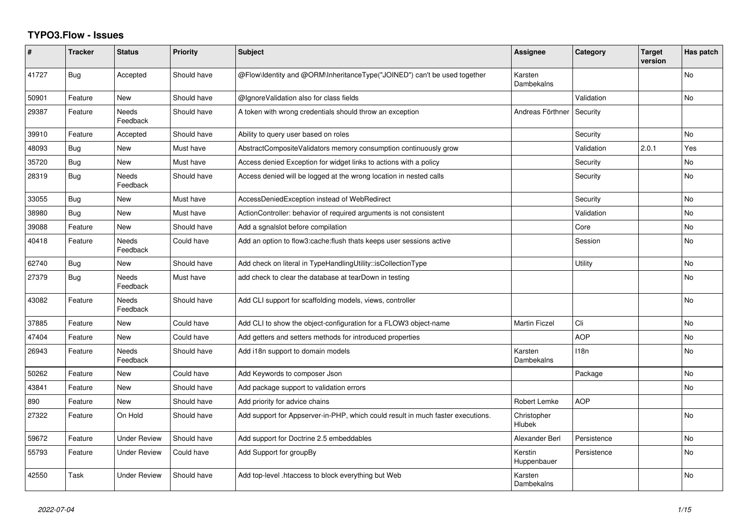## TYPO3.Flow - Issues

| # | Tracker | Status | Priority | Subject | Assignee | Category | Target version | Has patch |
|---|---|---|---|---|---|---|---|---|
| 41727 | Bug | Accepted | Should have | @Flow\Identity and @ORM\InheritanceType("JOINED") can't be used together | Karsten Dambekalns | | | No |
| 50901 | Feature | New | Should have | @IgnoreValidation also for class fields | | Validation | | No |
| 29387 | Feature | Needs Feedback | Should have | A token with wrong credentials should throw an exception | Andreas Förthner | Security | | |
| 39910 | Feature | Accepted | Should have | Ability to query user based on roles | | Security | | No |
| 48093 | Bug | New | Must have | AbstractCompositeValidators memory consumption continuously grow | | Validation | 2.0.1 | Yes |
| 35720 | Bug | New | Must have | Access denied Exception for widget links to actions with a policy | | Security | | No |
| 28319 | Bug | Needs Feedback | Should have | Access denied will be logged at the wrong location in nested calls | | Security | | No |
| 33055 | Bug | New | Must have | AccessDeniedException instead of WebRedirect | | Security | | No |
| 38980 | Bug | New | Must have | ActionController: behavior of required arguments is not consistent | | Validation | | No |
| 39088 | Feature | New | Should have | Add a sgnalslot before compilation | | Core | | No |
| 40418 | Feature | Needs Feedback | Could have | Add an option to flow3:cache:flush thats keeps user sessions active | | Session | | No |
| 62740 | Bug | New | Should have | Add check on literal in TypeHandlingUtility::isCollectionType | | Utility | | No |
| 27379 | Bug | Needs Feedback | Must have | add check to clear the database at tearDown in testing | | | | No |
| 43082 | Feature | Needs Feedback | Should have | Add CLI support for scaffolding models, views, controller | | | | No |
| 37885 | Feature | New | Could have | Add CLI to show the object-configuration for a FLOW3 object-name | Martin Ficzel | Cli | | No |
| 47404 | Feature | New | Could have | Add getters and setters methods for introduced properties | | AOP | | No |
| 26943 | Feature | Needs Feedback | Should have | Add i18n support to domain models | Karsten Dambekalns | I18n | | No |
| 50262 | Feature | New | Could have | Add Keywords to composer Json | | Package | | No |
| 43841 | Feature | New | Should have | Add package support to validation errors | | | | No |
| 890 | Feature | New | Should have | Add priority for advice chains | Robert Lemke | AOP | | |
| 27322 | Feature | On Hold | Should have | Add support for Appserver-in-PHP, which could result in much faster executions. | Christopher Hlubek | | | No |
| 59672 | Feature | Under Review | Should have | Add support for Doctrine 2.5 embeddables | Alexander Berl | Persistence | | No |
| 55793 | Feature | Under Review | Could have | Add Support for groupBy | Kerstin Huppenbauer | Persistence | | No |
| 42550 | Task | Under Review | Should have | Add top-level .htaccess to block everything but Web | Karsten Dambekalns | | | No |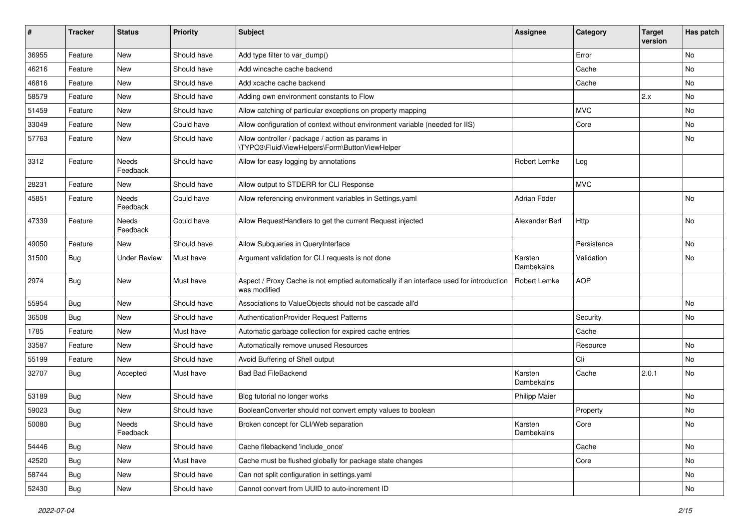| # | Tracker | Status | Priority | Subject | Assignee | Category | Target version | Has patch |
|---|---|---|---|---|---|---|---|---|
| 36955 | Feature | New | Should have | Add type filter to var_dump() | | Error | | No |
| 46216 | Feature | New | Should have | Add wincache cache backend | | Cache | | No |
| 46816 | Feature | New | Should have | Add xcache cache backend | | Cache | | No |
| 58579 | Feature | New | Should have | Adding own environment constants to Flow | | | 2.x | No |
| 51459 | Feature | New | Should have | Allow catching of particular exceptions on property mapping | | MVC | | No |
| 33049 | Feature | New | Could have | Allow configuration of context without environment variable (needed for IIS) | | Core | | No |
| 57763 | Feature | New | Should have | Allow controller / package / action as params in \TYPO3\Fluid\ViewHelpers\Form\ButtonViewHelper | | | | No |
| 3312 | Feature | Needs Feedback | Should have | Allow for easy logging by annotations | Robert Lemke | Log | | |
| 28231 | Feature | New | Should have | Allow output to STDERR for CLI Response | | MVC | | |
| 45851 | Feature | Needs Feedback | Could have | Allow referencing environment variables in Settings.yaml | Adrian Föder | | | No |
| 47339 | Feature | Needs Feedback | Could have | Allow RequestHandlers to get the current Request injected | Alexander Berl | Http | | No |
| 49050 | Feature | New | Should have | Allow Subqueries in QueryInterface | | Persistence | | No |
| 31500 | Bug | Under Review | Must have | Argument validation for CLI requests is not done | Karsten Dambekalns | Validation | | No |
| 2974 | Bug | New | Must have | Aspect / Proxy Cache is not emptied automatically if an interface used for introduction was modified | Robert Lemke | AOP | | |
| 55954 | Bug | New | Should have | Associations to ValueObjects should not be cascade all'd | | | | No |
| 36508 | Bug | New | Should have | AuthenticationProvider Request Patterns | | Security | | No |
| 1785 | Feature | New | Must have | Automatic garbage collection for expired cache entries | | Cache | | |
| 33587 | Feature | New | Should have | Automatically remove unused Resources | | Resource | | No |
| 55199 | Feature | New | Should have | Avoid Buffering of Shell output | | Cli | | No |
| 32707 | Bug | Accepted | Must have | Bad Bad FileBackend | Karsten Dambekalns | Cache | 2.0.1 | No |
| 53189 | Bug | New | Should have | Blog tutorial no longer works | Philipp Maier | | | No |
| 59023 | Bug | New | Should have | BooleanConverter should not convert empty values to boolean | | Property | | No |
| 50080 | Bug | Needs Feedback | Should have | Broken concept for CLI/Web separation | Karsten Dambekalns | Core | | No |
| 54446 | Bug | New | Should have | Cache filebackend 'include_once' | | Cache | | No |
| 42520 | Bug | New | Must have | Cache must be flushed globally for package state changes | | Core | | No |
| 58744 | Bug | New | Should have | Can not split configuration in settings.yaml | | | | No |
| 52430 | Bug | New | Should have | Cannot convert from UUID to auto-increment ID | | | | No |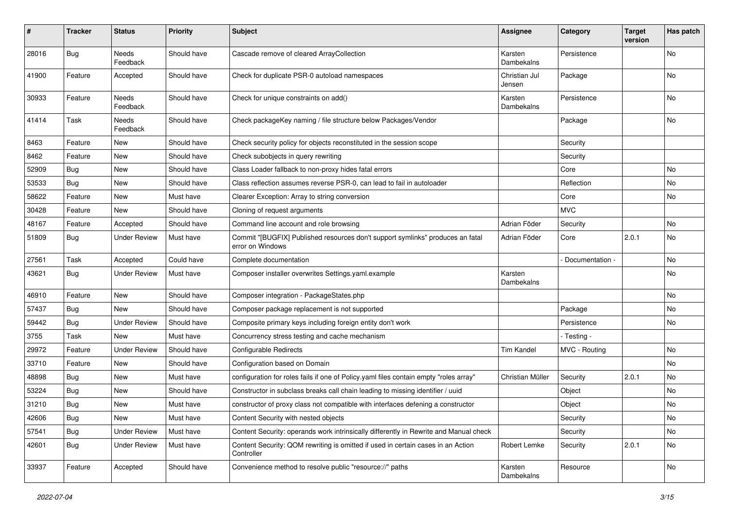| # | Tracker | Status | Priority | Subject | Assignee | Category | Target version | Has patch |
|---|---|---|---|---|---|---|---|---|
| 28016 | Bug | Needs Feedback | Should have | Cascade remove of cleared ArrayCollection | Karsten Dambekalns | Persistence | | No |
| 41900 | Feature | Accepted | Should have | Check for duplicate PSR-0 autoload namespaces | Christian Jul Jensen | Package | | No |
| 30933 | Feature | Needs Feedback | Should have | Check for unique constraints on add() | Karsten Dambekalns | Persistence | | No |
| 41414 | Task | Needs Feedback | Should have | Check packageKey naming / file structure below Packages/Vendor | | Package | | No |
| 8463 | Feature | New | Should have | Check security policy for objects reconstituted in the session scope | | Security | | |
| 8462 | Feature | New | Should have | Check subobjects in query rewriting | | Security | | |
| 52909 | Bug | New | Should have | Class Loader fallback to non-proxy hides fatal errors | | Core | | No |
| 53533 | Bug | New | Should have | Class reflection assumes reverse PSR-0, can lead to fail in autoloader | | Reflection | | No |
| 58622 | Feature | New | Must have | Clearer Exception: Array to string conversion | | Core | | No |
| 30428 | Feature | New | Should have | Cloning of request arguments | | MVC | | |
| 48167 | Feature | Accepted | Should have | Command line account and role browsing | Adrian Föder | Security | | No |
| 51809 | Bug | Under Review | Must have | Commit "[BUGFIX] Published resources don't support symlinks" produces an fatal error on Windows | Adrian Föder | Core | 2.0.1 | No |
| 27561 | Task | Accepted | Could have | Complete documentation | | - Documentation - | | No |
| 43621 | Bug | Under Review | Must have | Composer installer overwrites Settings.yaml.example | Karsten Dambekalns | | | No |
| 46910 | Feature | New | Should have | Composer integration - PackageStates.php | | | | No |
| 57437 | Bug | New | Should have | Composer package replacement is not supported | | Package | | No |
| 59442 | Bug | Under Review | Should have | Composite primary keys including foreign entity don't work | | Persistence | | No |
| 3755 | Task | New | Must have | Concurrency stress testing and cache mechanism | | - Testing - | | |
| 29972 | Feature | Under Review | Should have | Configurable Redirects | Tim Kandel | MVC - Routing | | No |
| 33710 | Feature | New | Should have | Configuration based on Domain | | | | No |
| 48898 | Bug | New | Must have | configuration for roles fails if one of Policy.yaml files contain empty "roles array" | Christian Müller | Security | 2.0.1 | No |
| 53224 | Bug | New | Should have | Constructor in subclass breaks call chain leading to missing identifier / uuid | | Object | | No |
| 31210 | Bug | New | Must have | constructor of proxy class not compatible with interfaces defening a constructor | | Object | | No |
| 42606 | Bug | New | Must have | Content Security with nested objects | | Security | | No |
| 57541 | Bug | Under Review | Must have | Content Security: operands work intrinsically differently in Rewrite and Manual check | | Security | | No |
| 42601 | Bug | Under Review | Must have | Content Security: QOM rewriting is omitted if used in certain cases in an Action Controller | Robert Lemke | Security | 2.0.1 | No |
| 33937 | Feature | Accepted | Should have | Convenience method to resolve public "resource://" paths | Karsten Dambekalns | Resource | | No |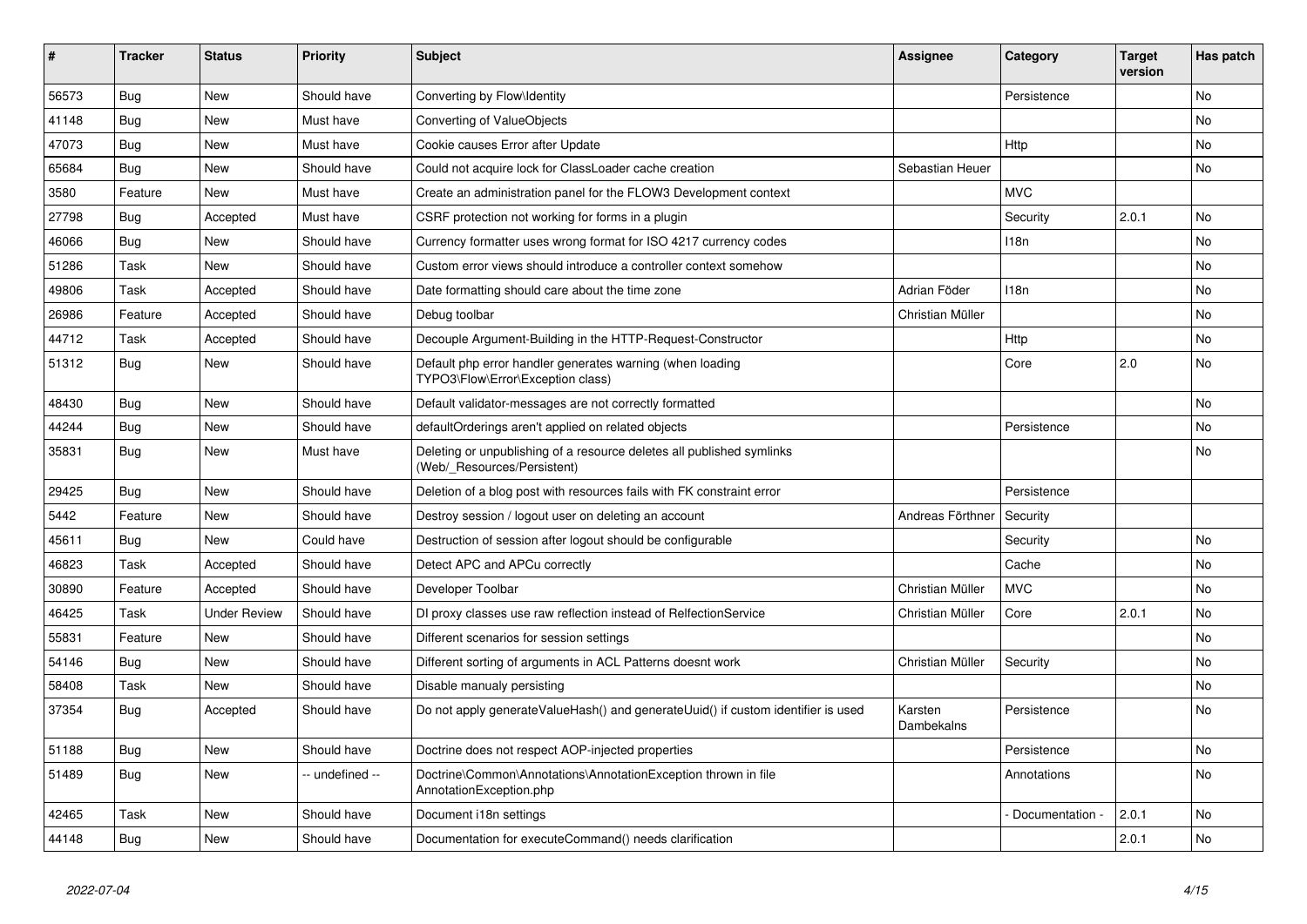| # | Tracker | Status | Priority | Subject | Assignee | Category | Target version | Has patch |
|---|---|---|---|---|---|---|---|---|
| 56573 | Bug | New | Should have | Converting by Flow\Identity | | Persistence | | No |
| 41148 | Bug | New | Must have | Converting of ValueObjects | | | | No |
| 47073 | Bug | New | Must have | Cookie causes Error after Update | | Http | | No |
| 65684 | Bug | New | Should have | Could not acquire lock for ClassLoader cache creation | Sebastian Heuer | | | No |
| 3580 | Feature | New | Must have | Create an administration panel for the FLOW3 Development context | | MVC | | |
| 27798 | Bug | Accepted | Must have | CSRF protection not working for forms in a plugin | | Security | 2.0.1 | No |
| 46066 | Bug | New | Should have | Currency formatter uses wrong format for ISO 4217 currency codes | | I18n | | No |
| 51286 | Task | New | Should have | Custom error views should introduce a controller context somehow | | | | No |
| 49806 | Task | Accepted | Should have | Date formatting should care about the time zone | Adrian Föder | I18n | | No |
| 26986 | Feature | Accepted | Should have | Debug toolbar | Christian Müller | | | No |
| 44712 | Task | Accepted | Should have | Decouple Argument-Building in the HTTP-Request-Constructor | | Http | | No |
| 51312 | Bug | New | Should have | Default php error handler generates warning (when loading TYPO3\Flow\Error\Exception class) | | Core | 2.0 | No |
| 48430 | Bug | New | Should have | Default validator-messages are not correctly formatted | | | | No |
| 44244 | Bug | New | Should have | defaultOrderings aren't applied on related objects | | Persistence | | No |
| 35831 | Bug | New | Must have | Deleting or unpublishing of a resource deletes all published symlinks (Web/_Resources/Persistent) | | | | No |
| 29425 | Bug | New | Should have | Deletion of a blog post with resources fails with FK constraint error | | Persistence | | |
| 5442 | Feature | New | Should have | Destroy session / logout user on deleting an account | Andreas Förthner | Security | | |
| 45611 | Bug | New | Could have | Destruction of session after logout should be configurable | | Security | | No |
| 46823 | Task | Accepted | Should have | Detect APC and APCu correctly | | Cache | | No |
| 30890 | Feature | Accepted | Should have | Developer Toolbar | Christian Müller | MVC | | No |
| 46425 | Task | Under Review | Should have | DI proxy classes use raw reflection instead of RelfectionService | Christian Müller | Core | 2.0.1 | No |
| 55831 | Feature | New | Should have | Different scenarios for session settings | | | | No |
| 54146 | Bug | New | Should have | Different sorting of arguments in ACL Patterns doesnt work | Christian Müller | Security | | No |
| 58408 | Task | New | Should have | Disable manualy persisting | | | | No |
| 37354 | Bug | Accepted | Should have | Do not apply generateValueHash() and generateUuid() if custom identifier is used | Karsten Dambekalns | Persistence | | No |
| 51188 | Bug | New | Should have | Doctrine does not respect AOP-injected properties | | Persistence | | No |
| 51489 | Bug | New | -- undefined -- | Doctrine\Common\Annotations\AnnotationException thrown in file AnnotationException.php | | Annotations | | No |
| 42465 | Task | New | Should have | Document i18n settings | | - Documentation - | 2.0.1 | No |
| 44148 | Bug | New | Should have | Documentation for executeCommand() needs clarification | | | 2.0.1 | No |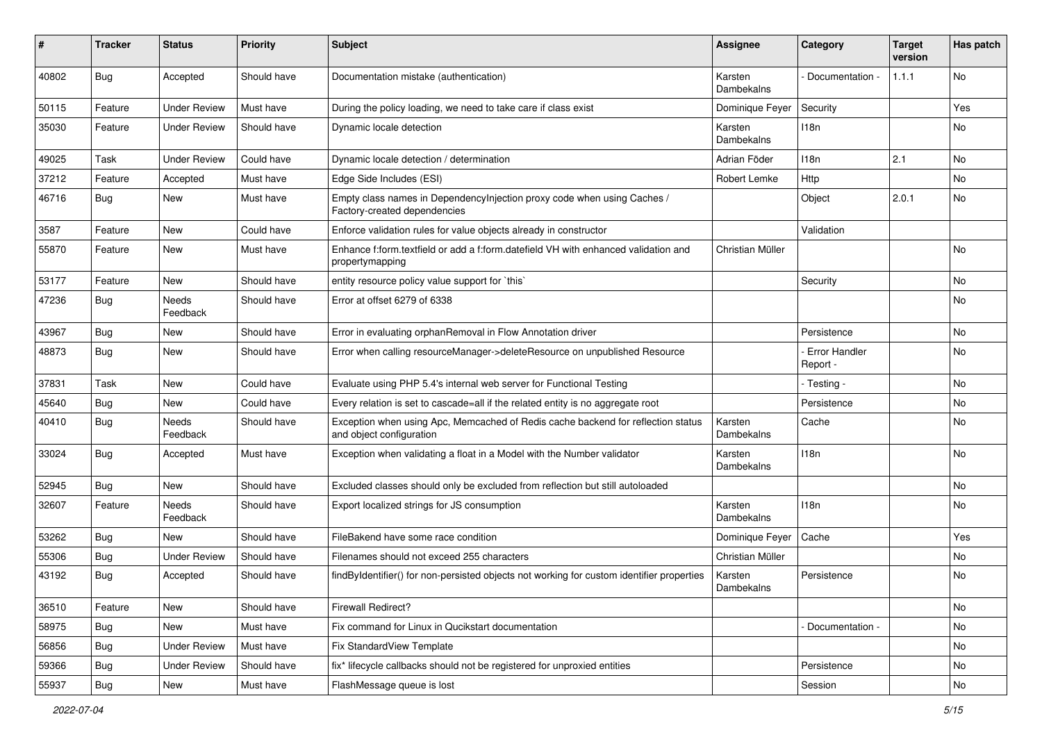| # | Tracker | Status | Priority | Subject | Assignee | Category | Target version | Has patch |
|---|---|---|---|---|---|---|---|---|
| 40802 | Bug | Accepted | Should have | Documentation mistake (authentication) | Karsten Dambekalns | - Documentation - | 1.1.1 | No |
| 50115 | Feature | Under Review | Must have | During the policy loading, we need to take care if class exist | Dominique Feyer | Security | | Yes |
| 35030 | Feature | Under Review | Should have | Dynamic locale detection | Karsten Dambekalns | I18n | | No |
| 49025 | Task | Under Review | Could have | Dynamic locale detection / determination | Adrian Föder | I18n | 2.1 | No |
| 37212 | Feature | Accepted | Must have | Edge Side Includes (ESI) | Robert Lemke | Http | | No |
| 46716 | Bug | New | Must have | Empty class names in DependencyInjection proxy code when using Caches / Factory-created dependencies | | Object | 2.0.1 | No |
| 3587 | Feature | New | Could have | Enforce validation rules for value objects already in constructor | | Validation | | |
| 55870 | Feature | New | Must have | Enhance f:form.textfield or add a f:form.datefield VH with enhanced validation and propertymapping | Christian Müller | | | No |
| 53177 | Feature | New | Should have | entity resource policy value support for `this` | | Security | | No |
| 47236 | Bug | Needs Feedback | Should have | Error at offset 6279 of 6338 | | | | No |
| 43967 | Bug | New | Should have | Error in evaluating orphanRemoval in Flow Annotation driver | | Persistence | | No |
| 48873 | Bug | New | Should have | Error when calling resourceManager->deleteResource on unpublished Resource | | - Error Handler Report - | | No |
| 37831 | Task | New | Could have | Evaluate using PHP 5.4's internal web server for Functional Testing | | - Testing - | | No |
| 45640 | Bug | New | Could have | Every relation is set to cascade=all if the related entity is no aggregate root | | Persistence | | No |
| 40410 | Bug | Needs Feedback | Should have | Exception when using Apc, Memcached of Redis cache backend for reflection status and object configuration | Karsten Dambekalns | Cache | | No |
| 33024 | Bug | Accepted | Must have | Exception when validating a float in a Model with the Number validator | Karsten Dambekalns | I18n | | No |
| 52945 | Bug | New | Should have | Excluded classes should only be excluded from reflection but still autoloaded | | | | No |
| 32607 | Feature | Needs Feedback | Should have | Export localized strings for JS consumption | Karsten Dambekalns | I18n | | No |
| 53262 | Bug | New | Should have | FileBakend have some race condition | Dominique Feyer | Cache | | Yes |
| 55306 | Bug | Under Review | Should have | Filenames should not exceed 255 characters | Christian Müller | | | No |
| 43192 | Bug | Accepted | Should have | findByIdentifier() for non-persisted objects not working for custom identifier properties | Karsten Dambekalns | Persistence | | No |
| 36510 | Feature | New | Should have | Firewall Redirect? | | | | No |
| 58975 | Bug | New | Must have | Fix command for Linux in Qucikstart documentation | | - Documentation - | | No |
| 56856 | Bug | Under Review | Must have | Fix StandardView Template | | | | No |
| 59366 | Bug | Under Review | Should have | fix* lifecycle callbacks should not be registered for unproxied entities | | Persistence | | No |
| 55937 | Bug | New | Must have | FlashMessage queue is lost | | Session | | No |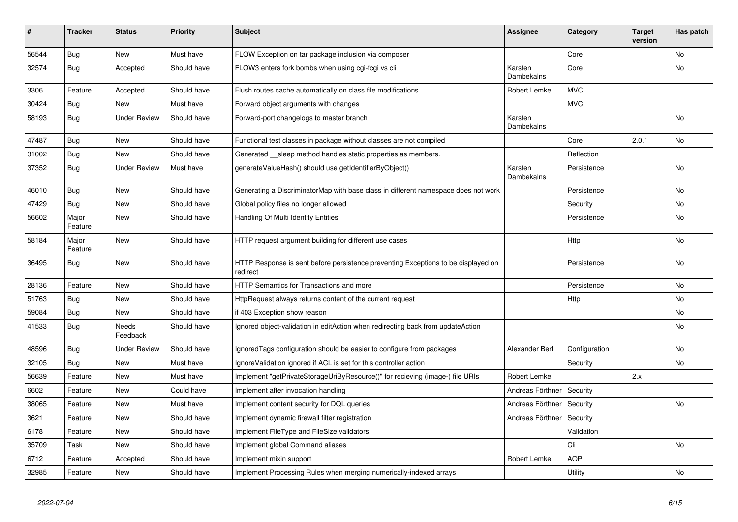| # | Tracker | Status | Priority | Subject | Assignee | Category | Target version | Has patch |
|---|---|---|---|---|---|---|---|---|
| 56544 | Bug | New | Must have | FLOW Exception on tar package inclusion via composer | | Core | | No |
| 32574 | Bug | Accepted | Should have | FLOW3 enters fork bombs when using cgi-fcgi vs cli | Karsten Dambekalns | Core | | No |
| 3306 | Feature | Accepted | Should have | Flush routes cache automatically on class file modifications | Robert Lemke | MVC | | |
| 30424 | Bug | New | Must have | Forward object arguments with changes | | MVC | | |
| 58193 | Bug | Under Review | Should have | Forward-port changelogs to master branch | Karsten Dambekalns | | | No |
| 47487 | Bug | New | Should have | Functional test classes in package without classes are not compiled | | Core | 2.0.1 | No |
| 31002 | Bug | New | Should have | Generated __sleep method handles static properties as members. | | Reflection | | |
| 37352 | Bug | Under Review | Must have | generateValueHash() should use getIdentifierByObject() | Karsten Dambekalns | Persistence | | No |
| 46010 | Bug | New | Should have | Generating a DiscriminatorMap with base class in different namespace does not work | | Persistence | | No |
| 47429 | Bug | New | Should have | Global policy files no longer allowed | | Security | | No |
| 56602 | Major Feature | New | Should have | Handling Of Multi Identity Entities | | Persistence | | No |
| 58184 | Major Feature | New | Should have | HTTP request argument building for different use cases | | Http | | No |
| 36495 | Bug | New | Should have | HTTP Response is sent before persistence preventing Exceptions to be displayed on redirect | | Persistence | | No |
| 28136 | Feature | New | Should have | HTTP Semantics for Transactions and more | | Persistence | | No |
| 51763 | Bug | New | Should have | HttpRequest always returns content of the current request | | Http | | No |
| 59084 | Bug | New | Should have | if 403 Exception show reason | | | | No |
| 41533 | Bug | Needs Feedback | Should have | Ignored object-validation in editAction when redirecting back from updateAction | | | | No |
| 48596 | Bug | Under Review | Should have | IgnoredTags configuration should be easier to configure from packages | Alexander Berl | Configuration | | No |
| 32105 | Bug | New | Must have | IgnoreValidation ignored if ACL is set for this controller action | | Security | | No |
| 56639 | Feature | New | Must have | Implement "getPrivateStorageUriByResource()" for recieving (image-) file URIs | Robert Lemke | | 2.x | |
| 6602 | Feature | New | Could have | Implement after invocation handling | Andreas Förthner | Security | | |
| 38065 | Feature | New | Must have | Implement content security for DQL queries | Andreas Förthner | Security | | No |
| 3621 | Feature | New | Should have | Implement dynamic firewall filter registration | Andreas Förthner | Security | | |
| 6178 | Feature | New | Should have | Implement FileType and FileSize validators | | Validation | | |
| 35709 | Task | New | Should have | Implement global Command aliases | | Cli | | No |
| 6712 | Feature | Accepted | Should have | Implement mixin support | Robert Lemke | AOP | | |
| 32985 | Feature | New | Should have | Implement Processing Rules when merging numerically-indexed arrays | | Utility | | No |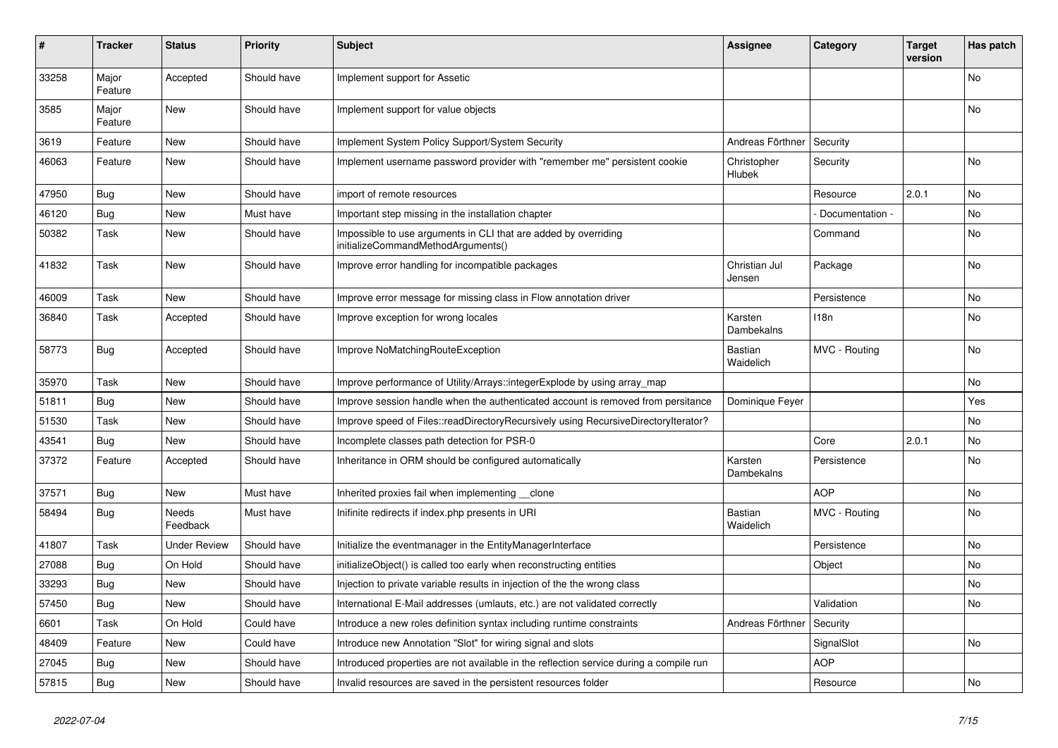| # | Tracker | Status | Priority | Subject | Assignee | Category | Target version | Has patch |
|---|---|---|---|---|---|---|---|---|
| 33258 | Major Feature | Accepted | Should have | Implement support for Assetic | | | | No |
| 3585 | Major Feature | New | Should have | Implement support for value objects | | | | No |
| 3619 | Feature | New | Should have | Implement System Policy Support/System Security | Andreas Förthner | Security | | |
| 46063 | Feature | New | Should have | Implement username password provider with "remember me" persistent cookie | Christopher Hlubek | Security | | No |
| 47950 | Bug | New | Should have | import of remote resources | | Resource | 2.0.1 | No |
| 46120 | Bug | New | Must have | Important step missing in the installation chapter | | - Documentation - | | No |
| 50382 | Task | New | Should have | Impossible to use arguments in CLI that are added by overriding initializeCommandMethodArguments() | | Command | | No |
| 41832 | Task | New | Should have | Improve error handling for incompatible packages | Christian Jul Jensen | Package | | No |
| 46009 | Task | New | Should have | Improve error message for missing class in Flow annotation driver | | Persistence | | No |
| 36840 | Task | Accepted | Should have | Improve exception for wrong locales | Karsten Dambekalns | I18n | | No |
| 58773 | Bug | Accepted | Should have | Improve NoMatchingRouteException | Bastian Waidelich | MVC - Routing | | No |
| 35970 | Task | New | Should have | Improve performance of Utility/Arrays::integerExplode by using array_map | | | | No |
| 51811 | Bug | New | Should have | Improve session handle when the authenticated account is removed from persitance | Dominique Feyer | | | Yes |
| 51530 | Task | New | Should have | Improve speed of Files::readDirectoryRecursively using RecursiveDirectoryIterator? | | | | No |
| 43541 | Bug | New | Should have | Incomplete classes path detection for PSR-0 | | Core | 2.0.1 | No |
| 37372 | Feature | Accepted | Should have | Inheritance in ORM should be configured automatically | Karsten Dambekalns | Persistence | | No |
| 37571 | Bug | New | Must have | Inherited proxies fail when implementing __clone | | AOP | | No |
| 58494 | Bug | Needs Feedback | Must have | Inifinite redirects if index.php presents in URI | Bastian Waidelich | MVC - Routing | | No |
| 41807 | Task | Under Review | Should have | Initialize the eventmanager in the EntityManagerInterface | | Persistence | | No |
| 27088 | Bug | On Hold | Should have | initializeObject() is called too early when reconstructing entities | | Object | | No |
| 33293 | Bug | New | Should have | Injection to private variable results in injection of the the wrong class | | | | No |
| 57450 | Bug | New | Should have | International E-Mail addresses (umlauts, etc.) are not validated correctly | | Validation | | No |
| 6601 | Task | On Hold | Could have | Introduce a new roles definition syntax including runtime constraints | Andreas Förthner | Security | | |
| 48409 | Feature | New | Could have | Introduce new Annotation "Slot" for wiring signal and slots | | SignalSlot | | No |
| 27045 | Bug | New | Should have | Introduced properties are not available in the reflection service during a compile run | | AOP | | |
| 57815 | Bug | New | Should have | Invalid resources are saved in the persistent resources folder | | Resource | | No |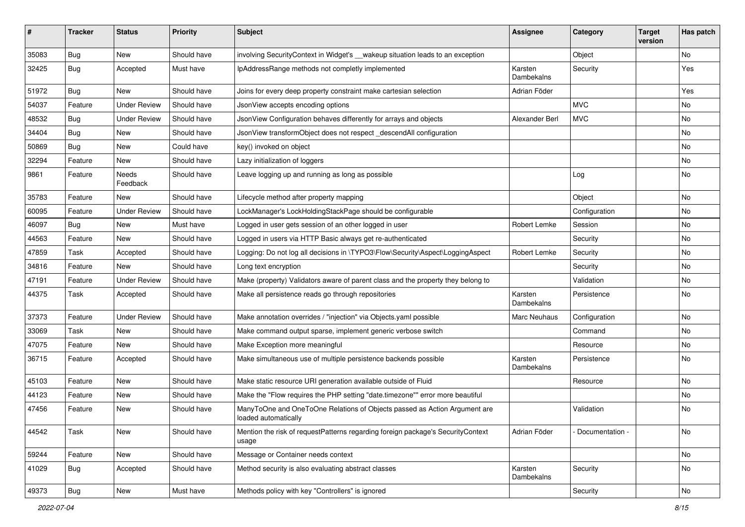| # | Tracker | Status | Priority | Subject | Assignee | Category | Target version | Has patch |
|---|---|---|---|---|---|---|---|---|
| 35083 | Bug | New | Should have | involving SecurityContext in Widget's __wakeup situation leads to an exception | | Object | | No |
| 32425 | Bug | Accepted | Must have | IpAddressRange methods not completly implemented | Karsten Dambekalns | Security | | Yes |
| 51972 | Bug | New | Should have | Joins for every deep property constraint make cartesian selection | Adrian Föder | | | Yes |
| 54037 | Feature | Under Review | Should have | JsonView accepts encoding options | | MVC | | No |
| 48532 | Bug | Under Review | Should have | JsonView Configuration behaves differently for arrays and objects | Alexander Berl | MVC | | No |
| 34404 | Bug | New | Should have | JsonView transformObject does not respect _descendAll configuration | | | | No |
| 50869 | Bug | New | Could have | key() invoked on object | | | | No |
| 32294 | Feature | New | Should have | Lazy initialization of loggers | | | | No |
| 9861 | Feature | Needs Feedback | Should have | Leave logging up and running as long as possible | | Log | | No |
| 35783 | Feature | New | Should have | Lifecycle method after property mapping | | Object | | No |
| 60095 | Feature | Under Review | Should have | LockManager's LockHoldingStackPage should be configurable | | Configuration | | No |
| 46097 | Bug | New | Must have | Logged in user gets session of an other logged in user | Robert Lemke | Session | | No |
| 44563 | Feature | New | Should have | Logged in users via HTTP Basic always get re-authenticated | | Security | | No |
| 47859 | Task | Accepted | Should have | Logging: Do not log all decisions in \TYPO3\Flow\Security\Aspect\LoggingAspect | Robert Lemke | Security | | No |
| 34816 | Feature | New | Should have | Long text encryption | | Security | | No |
| 47191 | Feature | Under Review | Should have | Make (property) Validators aware of parent class and the property they belong to | | Validation | | No |
| 44375 | Task | Accepted | Should have | Make all persistence reads go through repositories | Karsten Dambekalns | Persistence | | No |
| 37373 | Feature | Under Review | Should have | Make annotation overrides / "injection" via Objects.yaml possible | Marc Neuhaus | Configuration | | No |
| 33069 | Task | New | Should have | Make command output sparse, implement generic verbose switch | | Command | | No |
| 47075 | Feature | New | Should have | Make Exception more meaningful | | Resource | | No |
| 36715 | Feature | Accepted | Should have | Make simultaneous use of multiple persistence backends possible | Karsten Dambekalns | Persistence | | No |
| 45103 | Feature | New | Should have | Make static resource URI generation available outside of Fluid | | Resource | | No |
| 44123 | Feature | New | Should have | Make the "Flow requires the PHP setting "date.timezone"" error more beautiful | | | | No |
| 47456 | Feature | New | Should have | ManyToOne and OneToOne Relations of Objects passed as Action Argument are loaded automatically | | Validation | | No |
| 44542 | Task | New | Should have | Mention the risk of requestPatterns regarding foreign package's SecurityContext usage | Adrian Föder | - Documentation - | | No |
| 59244 | Feature | New | Should have | Message or Container needs context | | | | No |
| 41029 | Bug | Accepted | Should have | Method security is also evaluating abstract classes | Karsten Dambekalns | Security | | No |
| 49373 | Bug | New | Must have | Methods policy with key "Controllers" is ignored | | Security | | No |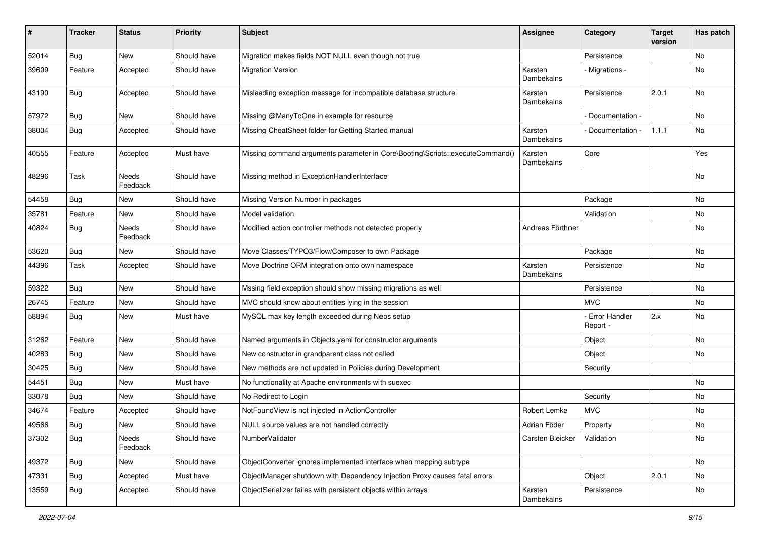| # | Tracker | Status | Priority | Subject | Assignee | Category | Target version | Has patch |
|---|---|---|---|---|---|---|---|---|
| 52014 | Bug | New | Should have | Migration makes fields NOT NULL even though not true | | Persistence | | No |
| 39609 | Feature | Accepted | Should have | Migration Version | Karsten Dambekalns | - Migrations - | | No |
| 43190 | Bug | Accepted | Should have | Misleading exception message for incompatible database structure | Karsten Dambekalns | Persistence | 2.0.1 | No |
| 57972 | Bug | New | Should have | Missing @ManyToOne in example for resource | | - Documentation - | | No |
| 38004 | Bug | Accepted | Should have | Missing CheatSheet folder for Getting Started manual | Karsten Dambekalns | - Documentation - | 1.1.1 | No |
| 40555 | Feature | Accepted | Must have | Missing command arguments parameter in Core\Booting\Scripts::executeCommand() | Karsten Dambekalns | Core | | Yes |
| 48296 | Task | Needs Feedback | Should have | Missing method in ExceptionHandlerInterface | | | | No |
| 54458 | Bug | New | Should have | Missing Version Number in packages | | Package | | No |
| 35781 | Feature | New | Should have | Model validation | | Validation | | No |
| 40824 | Bug | Needs Feedback | Should have | Modified action controller methods not detected properly | Andreas Förthner | | | No |
| 53620 | Bug | New | Should have | Move Classes/TYPO3/Flow/Composer to own Package | | Package | | No |
| 44396 | Task | Accepted | Should have | Move Doctrine ORM integration onto own namespace | Karsten Dambekalns | Persistence | | No |
| 59322 | Bug | New | Should have | Mssing field exception should show missing migrations as well | | Persistence | | No |
| 26745 | Feature | New | Should have | MVC should know about entities lying in the session | | MVC | | No |
| 58894 | Bug | New | Must have | MySQL max key length exceeded during Neos setup | | - Error Handler Report - | 2.x | No |
| 31262 | Feature | New | Should have | Named arguments in Objects.yaml for constructor arguments | | Object | | No |
| 40283 | Bug | New | Should have | New constructor in grandparent class not called | | Object | | No |
| 30425 | Bug | New | Should have | New methods are not updated in Policies during Development | | Security | | |
| 54451 | Bug | New | Must have | No functionality at Apache environments with suexec | | | | No |
| 33078 | Bug | New | Should have | No Redirect to Login | | Security | | No |
| 34674 | Feature | Accepted | Should have | NotFoundView is not injected in ActionController | Robert Lemke | MVC | | No |
| 49566 | Bug | New | Should have | NULL source values are not handled correctly | Adrian Föder | Property | | No |
| 37302 | Bug | Needs Feedback | Should have | NumberValidator | Carsten Bleicker | Validation | | No |
| 49372 | Bug | New | Should have | ObjectConverter ignores implemented interface when mapping subtype | | | | No |
| 47331 | Bug | Accepted | Must have | ObjectManager shutdown with Dependency Injection Proxy causes fatal errors | | Object | 2.0.1 | No |
| 13559 | Bug | Accepted | Should have | ObjectSerializer failes with persistent objects within arrays | Karsten Dambekalns | Persistence | | No |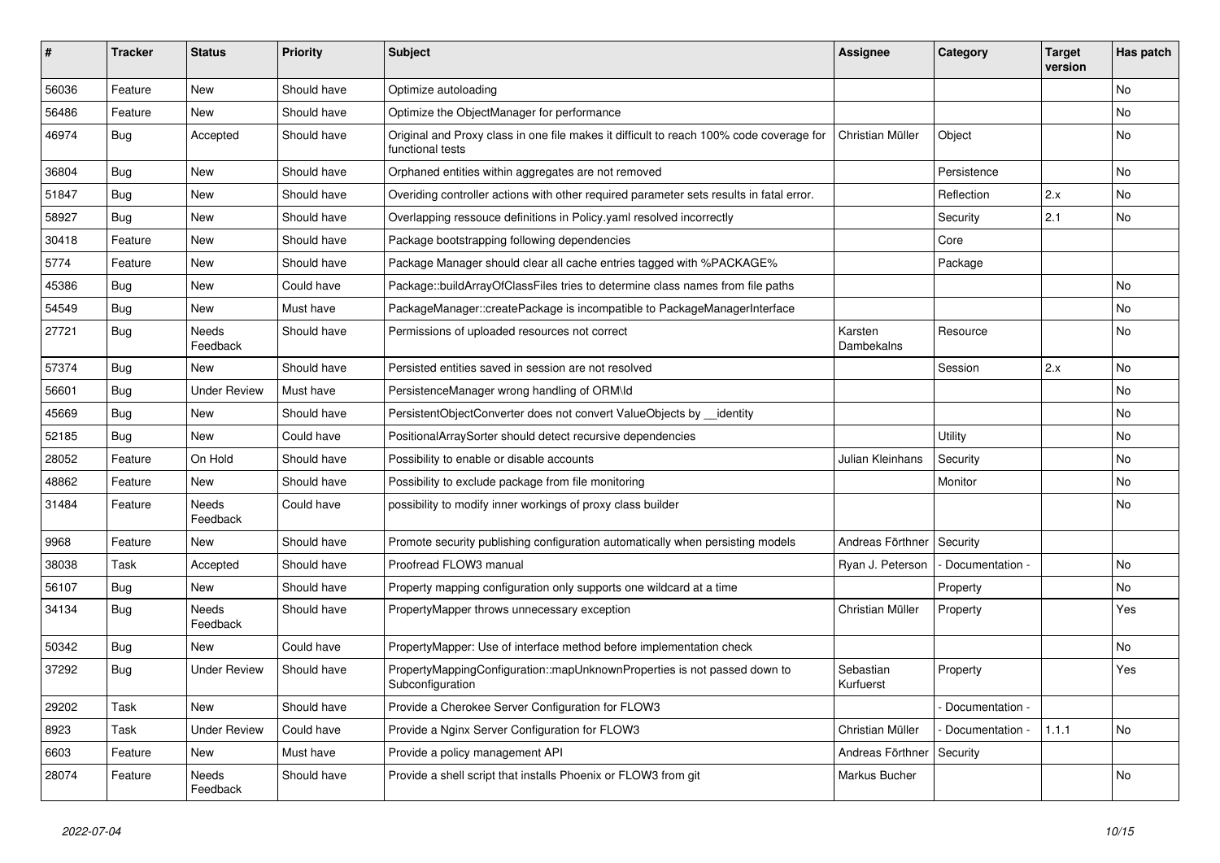| # | Tracker | Status | Priority | Subject | Assignee | Category | Target version | Has patch |
|---|---|---|---|---|---|---|---|---|
| 56036 | Feature | New | Should have | Optimize autoloading | | | | No |
| 56486 | Feature | New | Should have | Optimize the ObjectManager for performance | | | | No |
| 46974 | Bug | Accepted | Should have | Original and Proxy class in one file makes it difficult to reach 100% code coverage for functional tests | Christian Müller | Object | | No |
| 36804 | Bug | New | Should have | Orphaned entities within aggregates are not removed | | Persistence | | No |
| 51847 | Bug | New | Should have | Overiding controller actions with other required parameter sets results in fatal error. | | Reflection | 2.x | No |
| 58927 | Bug | New | Should have | Overlapping ressouce definitions in Policy.yaml resolved incorrectly | | Security | 2.1 | No |
| 30418 | Feature | New | Should have | Package bootstrapping following dependencies | | Core | | |
| 5774 | Feature | New | Should have | Package Manager should clear all cache entries tagged with %PACKAGE% | | Package | | |
| 45386 | Bug | New | Could have | Package::buildArrayOfClassFiles tries to determine class names from file paths | | | | No |
| 54549 | Bug | New | Must have | PackageManager::createPackage is incompatible to PackageManagerInterface | | | | No |
| 27721 | Bug | Needs Feedback | Should have | Permissions of uploaded resources not correct | Karsten Dambekalns | Resource | | No |
| 57374 | Bug | New | Should have | Persisted entities saved in session are not resolved | | Session | 2.x | No |
| 56601 | Bug | Under Review | Must have | PersistenceManager wrong handling of ORM\Id | | | | No |
| 45669 | Bug | New | Should have | PersistentObjectConverter does not convert ValueObjects by __identity | | | | No |
| 52185 | Bug | New | Could have | PositionalArraySorter should detect recursive dependencies | | Utility | | No |
| 28052 | Feature | On Hold | Should have | Possibility to enable or disable accounts | Julian Kleinhans | Security | | No |
| 48862 | Feature | New | Should have | Possibility to exclude package from file monitoring | | Monitor | | No |
| 31484 | Feature | Needs Feedback | Could have | possibility to modify inner workings of proxy class builder | | | | No |
| 9968 | Feature | New | Should have | Promote security publishing configuration automatically when persisting models | Andreas Förthner | Security | | |
| 38038 | Task | Accepted | Should have | Proofread FLOW3 manual | Ryan J. Peterson | - Documentation - | | No |
| 56107 | Bug | New | Should have | Property mapping configuration only supports one wildcard at a time | | Property | | No |
| 34134 | Bug | Needs Feedback | Should have | PropertyMapper throws unnecessary exception | Christian Müller | Property | | Yes |
| 50342 | Bug | New | Could have | PropertyMapper: Use of interface method before implementation check | | | | No |
| 37292 | Bug | Under Review | Should have | PropertyMappingConfiguration::mapUnknownProperties is not passed down to Subconfiguration | Sebastian Kurfuerst | Property | | Yes |
| 29202 | Task | New | Should have | Provide a Cherokee Server Configuration for FLOW3 | | - Documentation - | | |
| 8923 | Task | Under Review | Could have | Provide a Nginx Server Configuration for FLOW3 | Christian Müller | - Documentation - | 1.1.1 | No |
| 6603 | Feature | New | Must have | Provide a policy management API | Andreas Förthner | Security | | |
| 28074 | Feature | Needs Feedback | Should have | Provide a shell script that installs Phoenix or FLOW3 from git | Markus Bucher | | | No |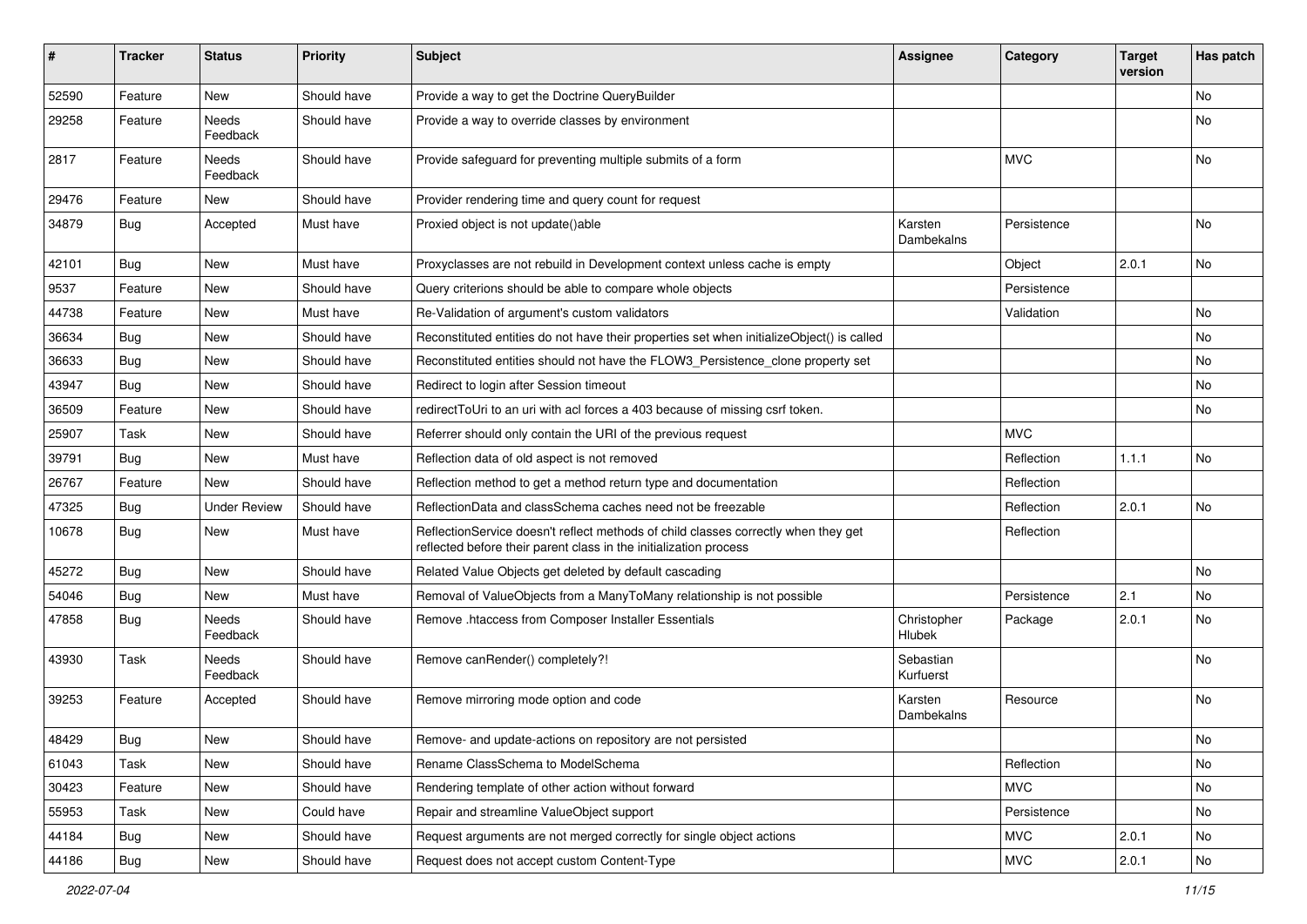| # | Tracker | Status | Priority | Subject | Assignee | Category | Target version | Has patch |
|---|---|---|---|---|---|---|---|---|
| 52590 | Feature | New | Should have | Provide a way to get the Doctrine QueryBuilder | | | | No |
| 29258 | Feature | Needs Feedback | Should have | Provide a way to override classes by environment | | | | No |
| 2817 | Feature | Needs Feedback | Should have | Provide safeguard for preventing multiple submits of a form | | MVC | | No |
| 29476 | Feature | New | Should have | Provider rendering time and query count for request | | | | |
| 34879 | Bug | Accepted | Must have | Proxied object is not update()able | Karsten Dambekalns | Persistence | | No |
| 42101 | Bug | New | Must have | Proxyclasses are not rebuild in Development context unless cache is empty | | Object | 2.0.1 | No |
| 9537 | Feature | New | Should have | Query criterions should be able to compare whole objects | | Persistence | | |
| 44738 | Feature | New | Must have | Re-Validation of argument's custom validators | | Validation | | No |
| 36634 | Bug | New | Should have | Reconstituted entities do not have their properties set when initializeObject() is called | | | | No |
| 36633 | Bug | New | Should have | Reconstituted entities should not have the FLOW3_Persistence_clone property set | | | | No |
| 43947 | Bug | New | Should have | Redirect to login after Session timeout | | | | No |
| 36509 | Feature | New | Should have | redirectToUri to an uri with acl forces a 403 because of missing csrf token. | | | | No |
| 25907 | Task | New | Should have | Referrer should only contain the URI of the previous request | | MVC | | |
| 39791 | Bug | New | Must have | Reflection data of old aspect is not removed | | Reflection | 1.1.1 | No |
| 26767 | Feature | New | Should have | Reflection method to get a method return type and documentation | | Reflection | | |
| 47325 | Bug | Under Review | Should have | ReflectionData and classSchema caches need not be freezable | | Reflection | 2.0.1 | No |
| 10678 | Bug | New | Must have | ReflectionService doesn't reflect methods of child classes correctly when they get reflected before their parent class in the initialization process | | Reflection | | |
| 45272 | Bug | New | Should have | Related Value Objects get deleted by default cascading | | | | No |
| 54046 | Bug | New | Must have | Removal of ValueObjects from a ManyToMany relationship is not possible | | Persistence | 2.1 | No |
| 47858 | Bug | Needs Feedback | Should have | Remove .htaccess from Composer Installer Essentials | Christopher Hlubek | Package | 2.0.1 | No |
| 43930 | Task | Needs Feedback | Should have | Remove canRender() completely?! | Sebastian Kurfuerst | | | No |
| 39253 | Feature | Accepted | Should have | Remove mirroring mode option and code | Karsten Dambekalns | Resource | | No |
| 48429 | Bug | New | Should have | Remove- and update-actions on repository are not persisted | | | | No |
| 61043 | Task | New | Should have | Rename ClassSchema to ModelSchema | | Reflection | | No |
| 30423 | Feature | New | Should have | Rendering template of other action without forward | | MVC | | No |
| 55953 | Task | New | Could have | Repair and streamline ValueObject support | | Persistence | | No |
| 44184 | Bug | New | Should have | Request arguments are not merged correctly for single object actions | | MVC | 2.0.1 | No |
| 44186 | Bug | New | Should have | Request does not accept custom Content-Type | | MVC | 2.0.1 | No |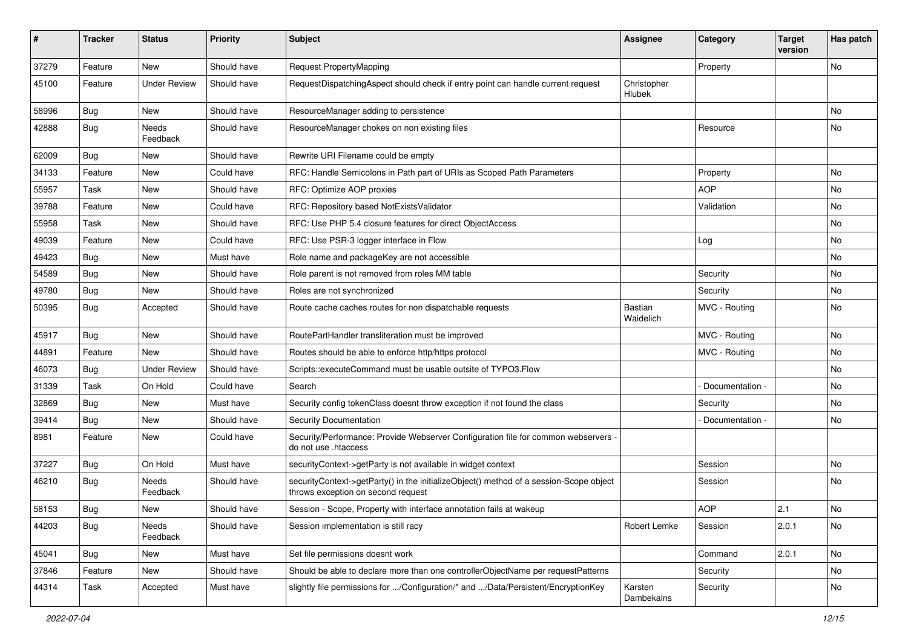| # | Tracker | Status | Priority | Subject | Assignee | Category | Target version | Has patch |
|---|---|---|---|---|---|---|---|---|
| 37279 | Feature | New | Should have | Request PropertyMapping | | Property | | No |
| 45100 | Feature | Under Review | Should have | RequestDispatchingAspect should check if entry point can handle current request | Christopher Hlubek | | | |
| 58996 | Bug | New | Should have | ResourceManager adding to persistence | | | | No |
| 42888 | Bug | Needs Feedback | Should have | ResourceManager chokes on non existing files | | Resource | | No |
| 62009 | Bug | New | Should have | Rewrite URI Filename could be empty | | | | |
| 34133 | Feature | New | Could have | RFC: Handle Semicolons in Path part of URIs as Scoped Path Parameters | | Property | | No |
| 55957 | Task | New | Should have | RFC: Optimize AOP proxies | | AOP | | No |
| 39788 | Feature | New | Could have | RFC: Repository based NotExistsValidator | | Validation | | No |
| 55958 | Task | New | Should have | RFC: Use PHP 5.4 closure features for direct ObjectAccess | | | | No |
| 49039 | Feature | New | Could have | RFC: Use PSR-3 logger interface in Flow | | Log | | No |
| 49423 | Bug | New | Must have | Role name and packageKey are not accessible | | | | No |
| 54589 | Bug | New | Should have | Role parent is not removed from roles MM table | | Security | | No |
| 49780 | Bug | New | Should have | Roles are not synchronized | | Security | | No |
| 50395 | Bug | Accepted | Should have | Route cache caches routes for non dispatchable requests | Bastian Waidelich | MVC - Routing | | No |
| 45917 | Bug | New | Should have | RoutePartHandler transliteration must be improved | | MVC - Routing | | No |
| 44891 | Feature | New | Should have | Routes should be able to enforce http/https protocol | | MVC - Routing | | No |
| 46073 | Bug | Under Review | Should have | Scripts::executeCommand must be usable outsite of TYPO3.Flow | | | | No |
| 31339 | Task | On Hold | Could have | Search | | - Documentation - | | No |
| 32869 | Bug | New | Must have | Security config tokenClass doesnt throw exception if not found the class | | Security | | No |
| 39414 | Bug | New | Should have | Security Documentation | | - Documentation - | | No |
| 8981 | Feature | New | Could have | Security/Performance: Provide Webserver Configuration file for common webservers - do not use .htaccess | | | | |
| 37227 | Bug | On Hold | Must have | securityContext->getParty is not available in widget context | | Session | | No |
| 46210 | Bug | Needs Feedback | Should have | securityContext->getParty() in the initializeObject() method of a session-Scope object throws exception on second request | | Session | | No |
| 58153 | Bug | New | Should have | Session - Scope, Property with interface annotation fails at wakeup | | AOP | 2.1 | No |
| 44203 | Bug | Needs Feedback | Should have | Session implementation is still racy | Robert Lemke | Session | 2.0.1 | No |
| 45041 | Bug | New | Must have | Set file permissions doesnt work | | Command | 2.0.1 | No |
| 37846 | Feature | New | Should have | Should be able to declare more than one controllerObjectName per requestPatterns | | Security | | No |
| 44314 | Task | Accepted | Must have | slightly file permissions for .../Configuration/* and .../Data/Persistent/EncryptionKey | Karsten Dambekalns | Security | | No |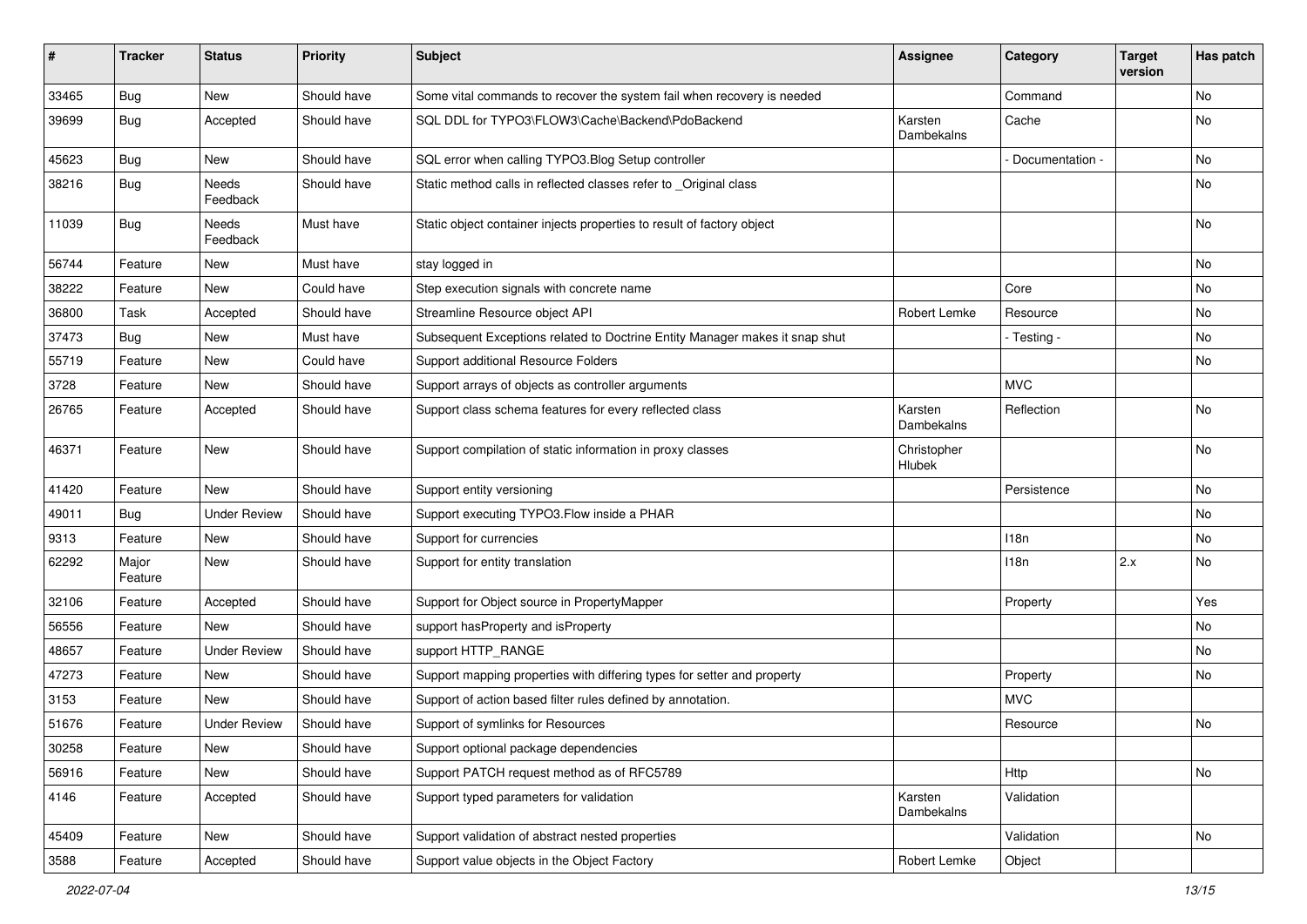| # | Tracker | Status | Priority | Subject | Assignee | Category | Target version | Has patch |
|---|---|---|---|---|---|---|---|---|
| 33465 | Bug | New | Should have | Some vital commands to recover the system fail when recovery is needed | | Command | | No |
| 39699 | Bug | Accepted | Should have | SQL DDL for TYPO3\FLOW3\Cache\Backend\PdoBackend | Karsten Dambekalns | Cache | | No |
| 45623 | Bug | New | Should have | SQL error when calling TYPO3.Blog Setup controller | | - Documentation - | | No |
| 38216 | Bug | Needs Feedback | Should have | Static method calls in reflected classes refer to _Original class | | | | No |
| 11039 | Bug | Needs Feedback | Must have | Static object container injects properties to result of factory object | | | | No |
| 56744 | Feature | New | Must have | stay logged in | | | | No |
| 38222 | Feature | New | Could have | Step execution signals with concrete name | | Core | | No |
| 36800 | Task | Accepted | Should have | Streamline Resource object API | Robert Lemke | Resource | | No |
| 37473 | Bug | New | Must have | Subsequent Exceptions related to Doctrine Entity Manager makes it snap shut | | - Testing - | | No |
| 55719 | Feature | New | Could have | Support additional Resource Folders | | | | No |
| 3728 | Feature | New | Should have | Support arrays of objects as controller arguments | | MVC | | |
| 26765 | Feature | Accepted | Should have | Support class schema features for every reflected class | Karsten Dambekalns | Reflection | | No |
| 46371 | Feature | New | Should have | Support compilation of static information in proxy classes | Christopher Hlubek | | | No |
| 41420 | Feature | New | Should have | Support entity versioning | | Persistence | | No |
| 49011 | Bug | Under Review | Should have | Support executing TYPO3.Flow inside a PHAR | | | | No |
| 9313 | Feature | New | Should have | Support for currencies | | I18n | | No |
| 62292 | Major Feature | New | Should have | Support for entity translation | | I18n | 2.x | No |
| 32106 | Feature | Accepted | Should have | Support for Object source in PropertyMapper | | Property | | Yes |
| 56556 | Feature | New | Should have | support hasProperty and isProperty | | | | No |
| 48657 | Feature | Under Review | Should have | support HTTP_RANGE | | | | No |
| 47273 | Feature | New | Should have | Support mapping properties with differing types for setter and property | | Property | | No |
| 3153 | Feature | New | Should have | Support of action based filter rules defined by annotation. | | MVC | | |
| 51676 | Feature | Under Review | Should have | Support of symlinks for Resources | | Resource | | No |
| 30258 | Feature | New | Should have | Support optional package dependencies | | | | |
| 56916 | Feature | New | Should have | Support PATCH request method as of RFC5789 | | Http | | No |
| 4146 | Feature | Accepted | Should have | Support typed parameters for validation | Karsten Dambekalns | Validation | | |
| 45409 | Feature | New | Should have | Support validation of abstract nested properties | | Validation | | No |
| 3588 | Feature | Accepted | Should have | Support value objects in the Object Factory | Robert Lemke | Object | | |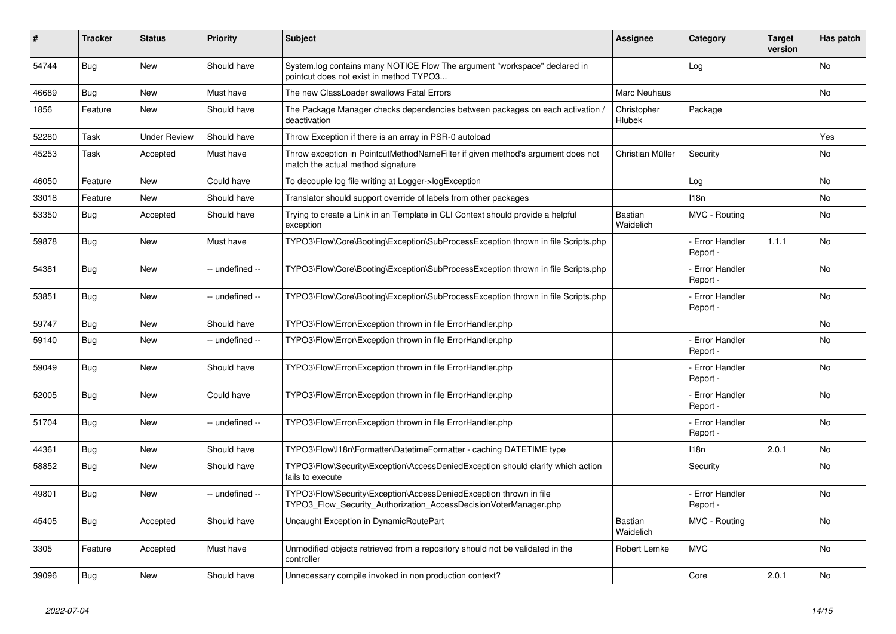| # | Tracker | Status | Priority | Subject | Assignee | Category | Target version | Has patch |
|---|---|---|---|---|---|---|---|---|
| 54744 | Bug | New | Should have | System.log contains many NOTICE Flow The argument "workspace" declared in pointcut does not exist in method TYPO3... | | Log | | No |
| 46689 | Bug | New | Must have | The new ClassLoader swallows Fatal Errors | Marc Neuhaus | | | No |
| 1856 | Feature | New | Should have | The Package Manager checks dependencies between packages on each activation / deactivation | Christopher Hlubek | Package | | |
| 52280 | Task | Under Review | Should have | Throw Exception if there is an array in PSR-0 autoload | | | | Yes |
| 45253 | Task | Accepted | Must have | Throw exception in PointcutMethodNameFilter if given method's argument does not match the actual method signature | Christian Müller | Security | | No |
| 46050 | Feature | New | Could have | To decouple log file writing at Logger->logException | | Log | | No |
| 33018 | Feature | New | Should have | Translator should support override of labels from other packages | | I18n | | No |
| 53350 | Bug | Accepted | Should have | Trying to create a Link in an Template in CLI Context should provide a helpful exception | Bastian Waidelich | MVC - Routing | | No |
| 59878 | Bug | New | Must have | TYPO3\Flow\Core\Booting\Exception\SubProcessException thrown in file Scripts.php | | - Error Handler Report - | 1.1.1 | No |
| 54381 | Bug | New | -- undefined -- | TYPO3\Flow\Core\Booting\Exception\SubProcessException thrown in file Scripts.php | | - Error Handler Report - | | No |
| 53851 | Bug | New | -- undefined -- | TYPO3\Flow\Core\Booting\Exception\SubProcessException thrown in file Scripts.php | | - Error Handler Report - | | No |
| 59747 | Bug | New | Should have | TYPO3\Flow\Error\Exception thrown in file ErrorHandler.php | | | | No |
| 59140 | Bug | New | -- undefined -- | TYPO3\Flow\Error\Exception thrown in file ErrorHandler.php | | - Error Handler Report - | | No |
| 59049 | Bug | New | Should have | TYPO3\Flow\Error\Exception thrown in file ErrorHandler.php | | - Error Handler Report - | | No |
| 52005 | Bug | New | Could have | TYPO3\Flow\Error\Exception thrown in file ErrorHandler.php | | - Error Handler Report - | | No |
| 51704 | Bug | New | -- undefined -- | TYPO3\Flow\Error\Exception thrown in file ErrorHandler.php | | - Error Handler Report - | | No |
| 44361 | Bug | New | Should have | TYPO3\Flow\I18n\Formatter\DatetimeFormatter - caching DATETIME type | | I18n | 2.0.1 | No |
| 58852 | Bug | New | Should have | TYPO3\Flow\Security\Exception\AccessDeniedException should clarify which action fails to execute | | Security | | No |
| 49801 | Bug | New | -- undefined -- | TYPO3\Flow\Security\Exception\AccessDeniedException thrown in file TYPO3_Flow_Security_Authorization_AccessDecisionVoterManager.php | | - Error Handler Report - | | No |
| 45405 | Bug | Accepted | Should have | Uncaught Exception in DynamicRoutePart | Bastian Waidelich | MVC - Routing | | No |
| 3305 | Feature | Accepted | Must have | Unmodified objects retrieved from a repository should not be validated in the controller | Robert Lemke | MVC | | No |
| 39096 | Bug | New | Should have | Unnecessary compile invoked in non production context? | | Core | 2.0.1 | No |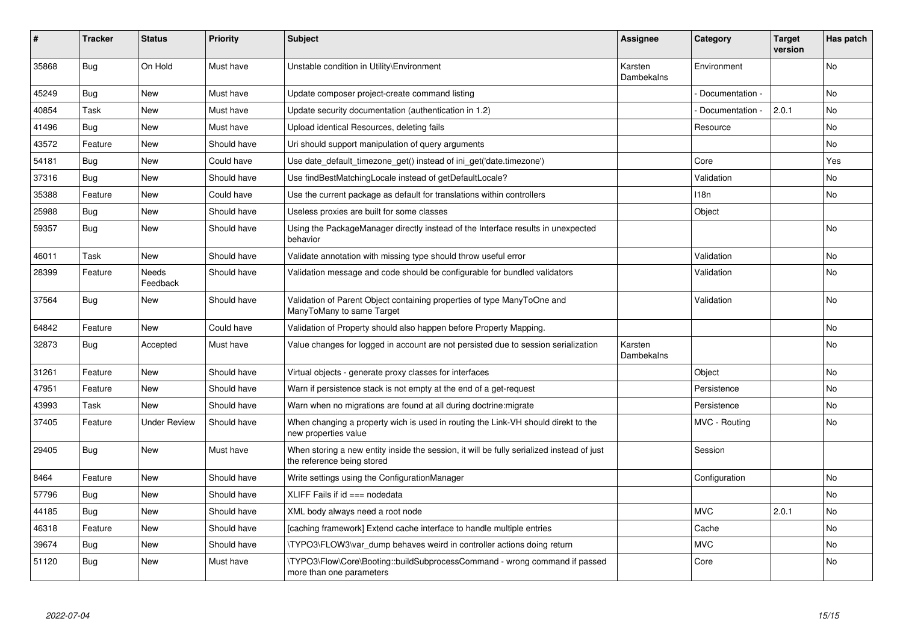| # | Tracker | Status | Priority | Subject | Assignee | Category | Target version | Has patch |
|---|---|---|---|---|---|---|---|---|
| 35868 | Bug | On Hold | Must have | Unstable condition in Utility\Environment | Karsten Dambekalns | Environment | | No |
| 45249 | Bug | New | Must have | Update composer project-create command listing | | - Documentation - | | No |
| 40854 | Task | New | Must have | Update security documentation (authentication in 1.2) | | - Documentation - | 2.0.1 | No |
| 41496 | Bug | New | Must have | Upload identical Resources, deleting fails | | Resource | | No |
| 43572 | Feature | New | Should have | Uri should support manipulation of query arguments | | | | No |
| 54181 | Bug | New | Could have | Use date_default_timezone_get() instead of ini_get('date.timezone') | | Core | | Yes |
| 37316 | Bug | New | Should have | Use findBestMatchingLocale instead of getDefaultLocale? | | Validation | | No |
| 35388 | Feature | New | Could have | Use the current package as default for translations within controllers | | I18n | | No |
| 25988 | Bug | New | Should have | Useless proxies are built for some classes | | Object | | |
| 59357 | Bug | New | Should have | Using the PackageManager directly instead of the Interface results in unexpected behavior | | | | No |
| 46011 | Task | New | Should have | Validate annotation with missing type should throw useful error | | Validation | | No |
| 28399 | Feature | Needs Feedback | Should have | Validation message and code should be configurable for bundled validators | | Validation | | No |
| 37564 | Bug | New | Should have | Validation of Parent Object containing properties of type ManyToOne and ManyToMany to same Target | | Validation | | No |
| 64842 | Feature | New | Could have | Validation of Property should also happen before Property Mapping. | | | | No |
| 32873 | Bug | Accepted | Must have | Value changes for logged in account are not persisted due to session serialization | Karsten Dambekalns | | | No |
| 31261 | Feature | New | Should have | Virtual objects - generate proxy classes for interfaces | | Object | | No |
| 47951 | Feature | New | Should have | Warn if persistence stack is not empty at the end of a get-request | | Persistence | | No |
| 43993 | Task | New | Should have | Warn when no migrations are found at all during doctrine:migrate | | Persistence | | No |
| 37405 | Feature | Under Review | Should have | When changing a property wich is used in routing the Link-VH should direkt to the new properties value | | MVC - Routing | | No |
| 29405 | Bug | New | Must have | When storing a new entity inside the session, it will be fully serialized instead of just the reference being stored | | Session | | |
| 8464 | Feature | New | Should have | Write settings using the ConfigurationManager | | Configuration | | No |
| 57796 | Bug | New | Should have | XLIFF Fails if id === nodedata | | | | No |
| 44185 | Bug | New | Should have | XML body always need a root node | | MVC | 2.0.1 | No |
| 46318 | Feature | New | Should have | [caching framework] Extend cache interface to handle multiple entries | | Cache | | No |
| 39674 | Bug | New | Should have | \TYPO3\FLOW3\var_dump behaves weird in controller actions doing return | | MVC | | No |
| 51120 | Bug | New | Must have | \TYPO3\Flow\Core\Booting::buildSubprocessCommand - wrong command if passed more than one parameters | | Core | | No |